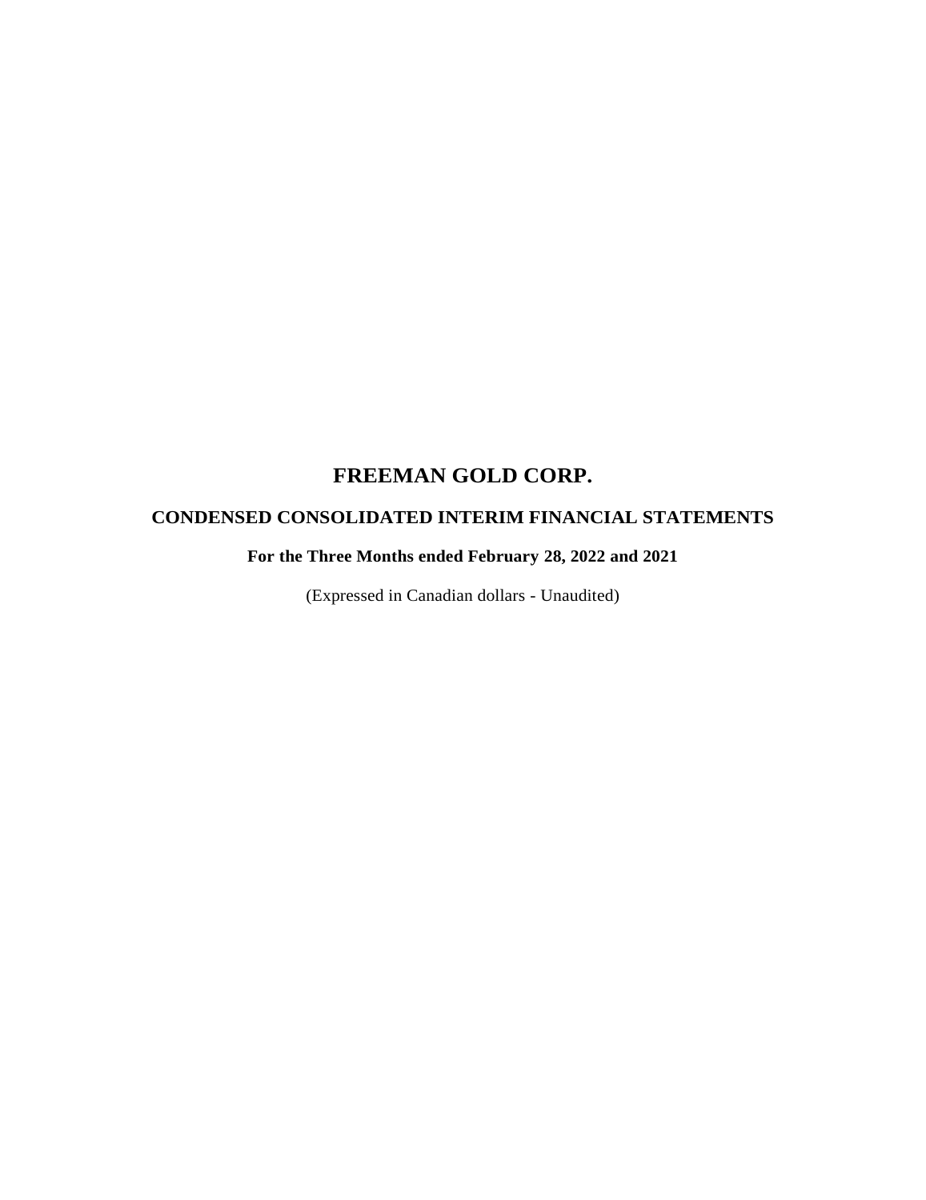# FREEMAN GOLD CORP.

## CONDENSED CONSOLIDATED INTERIM FINANCIAL STATEMENTS

### For the Three Months ended February 28, 2022 and 2021

(Expressed in Canadian dollars - Unaudited)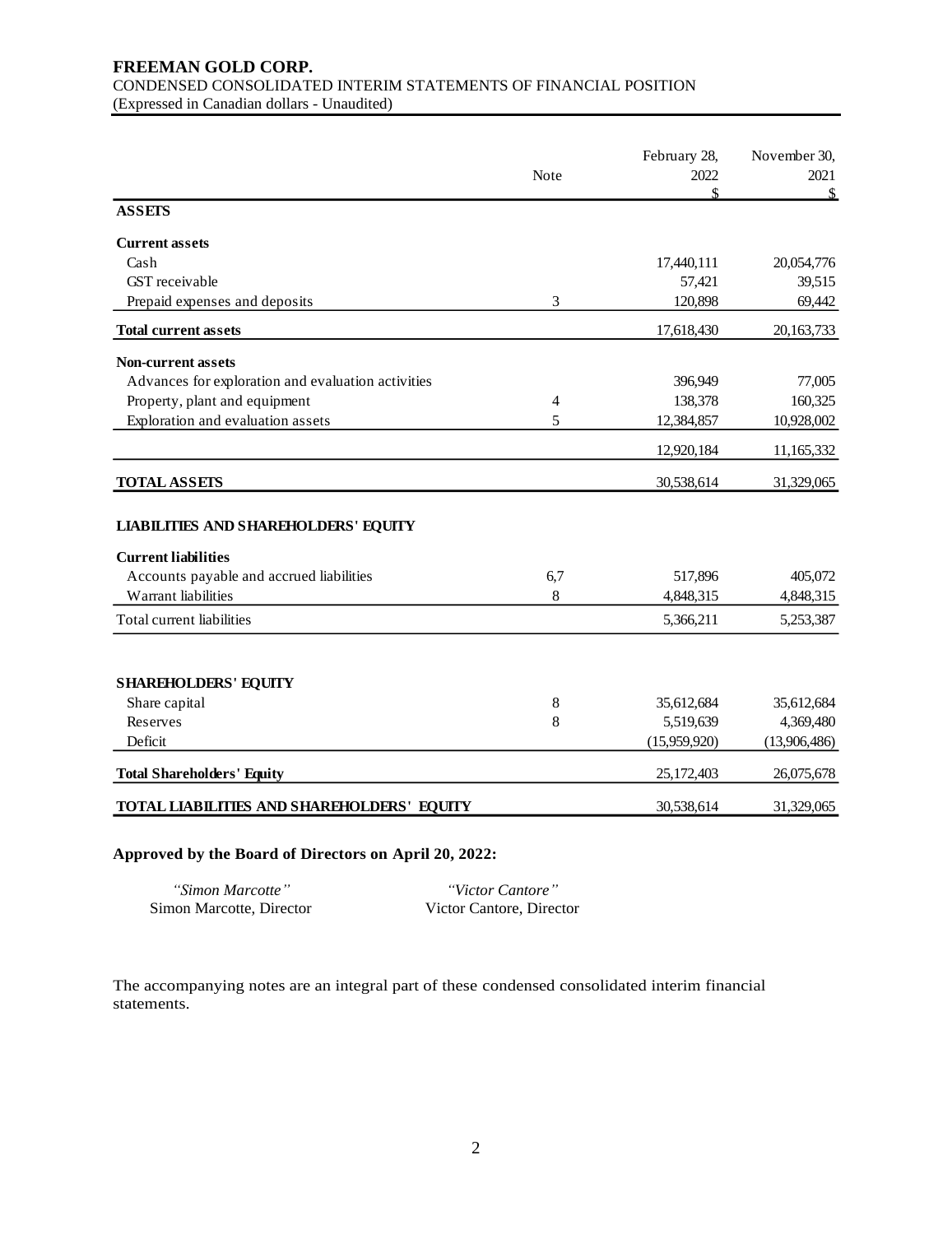# FREEMAN GOLD CORP.

CONDENSED CONSOLIDATED INTERIM STATEMENTS OF FINANCIAL POSITION
(Expressed in Canadian dollars - Unaudited)

| | Note | February 28, 2022 $ | November 30, 2021 $ |
|---|---|---|---|
| **ASSETS** | | | |
| **Current assets** | | | |
| Cash | | 17,440,111 | 20,054,776 |
| GST receivable | | 57,421 | 39,515 |
| Prepaid expenses and deposits | 3 | 120,898 | 69,442 |
| **Total current assets** | | 17,618,430 | 20,163,733 |
| **Non-current assets** | | | |
| Advances for exploration and evaluation activities | | 396,949 | 77,005 |
| Property, plant and equipment | 4 | 138,378 | 160,325 |
| Exploration and evaluation assets | 5 | 12,384,857 | 10,928,002 |
| | | 12,920,184 | 11,165,332 |
| **TOTAL ASSETS** | | 30,538,614 | 31,329,065 |
| **LIABILITIES AND SHAREHOLDERS' EQUITY** | | | |
| **Current liabilities** | | | |
| Accounts payable and accrued liabilities | 6,7 | 517,896 | 405,072 |
| Warrant liabilities | 8 | 4,848,315 | 4,848,315 |
| Total current liabilities | | 5,366,211 | 5,253,387 |
| **SHAREHOLDERS' EQUITY** | | | |
| Share capital | 8 | 35,612,684 | 35,612,684 |
| Reserves | 8 | 5,519,639 | 4,369,480 |
| Deficit | | (15,959,920) | (13,906,486) |
| **Total Shareholders' Equity** | | 25,172,403 | 26,075,678 |
| **TOTAL LIABILITIES AND SHAREHOLDERS' EQUITY** | | 30,538,614 | 31,329,065 |

**Approved by the Board of Directors on April 20, 2022:**

| *"Simon Marcotte"* | *"Victor Cantore"* |
|---|---|
| Simon Marcotte, Director | Victor Cantore, Director |

The accompanying notes are an integral part of these condensed consolidated interim financial statements.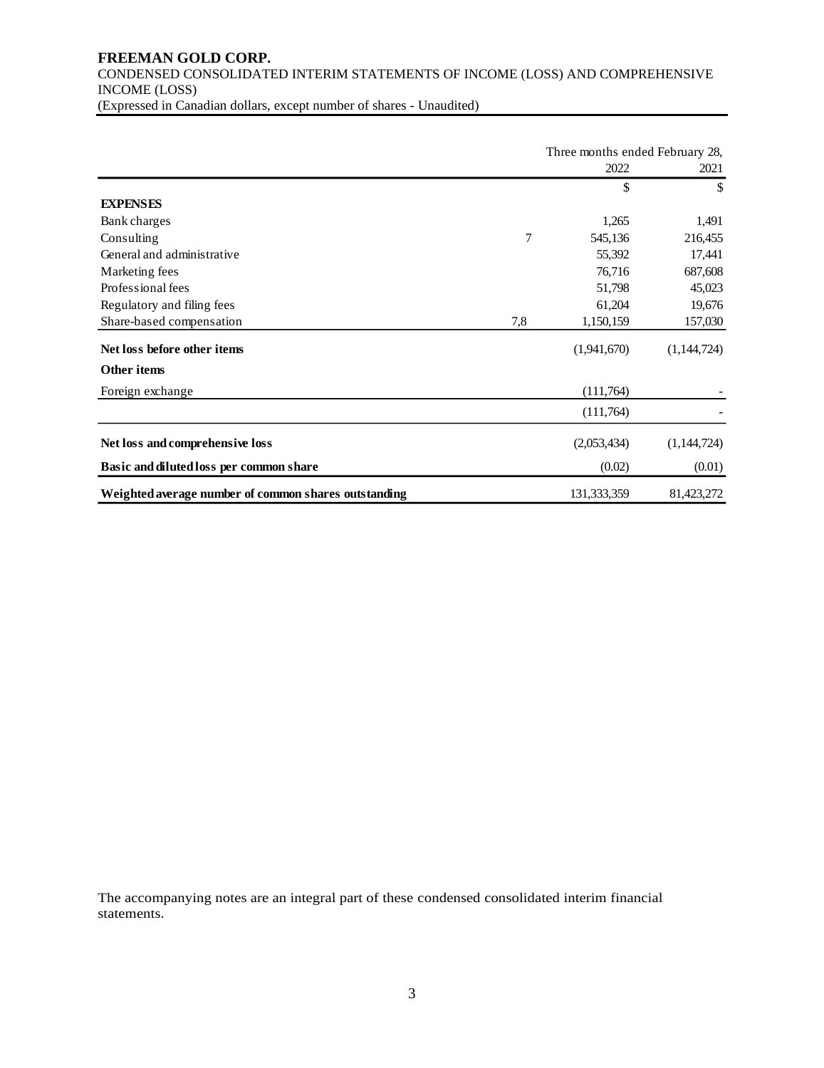**FREEMAN GOLD CORP.**

CONDENSED CONSOLIDATED INTERIM STATEMENTS OF INCOME (LOSS) AND COMPREHENSIVE INCOME (LOSS)

(Expressed in Canadian dollars, except number of shares - Unaudited)

| | | Three months ended February 28, | |
|---|---|---|---|
| | | 2022 | 2021 |
| | | $ | $ |
| **EXPENSES** | | | |
| Bank charges | | 1,265 | 1,491 |
| Consulting | 7 | 545,136 | 216,455 |
| General and administrative | | 55,392 | 17,441 |
| Marketing fees | | 76,716 | 687,608 |
| Professional fees | | 51,798 | 45,023 |
| Regulatory and filing fees | | 61,204 | 19,676 |
| Share-based compensation | 7,8 | 1,150,159 | 157,030 |
| **Net loss before other items** | | (1,941,670) | (1,144,724) |
| **Other items** | | | |
| Foreign exchange | | (111,764) | - |
| | | (111,764) | - |
| **Net loss and comprehensive loss** | | (2,053,434) | (1,144,724) |
| **Basic and diluted loss per common share** | | (0.02) | (0.01) |
| **Weighted average number of common shares outstanding** | | 131,333,359 | 81,423,272 |

The accompanying notes are an integral part of these condensed consolidated interim financial statements.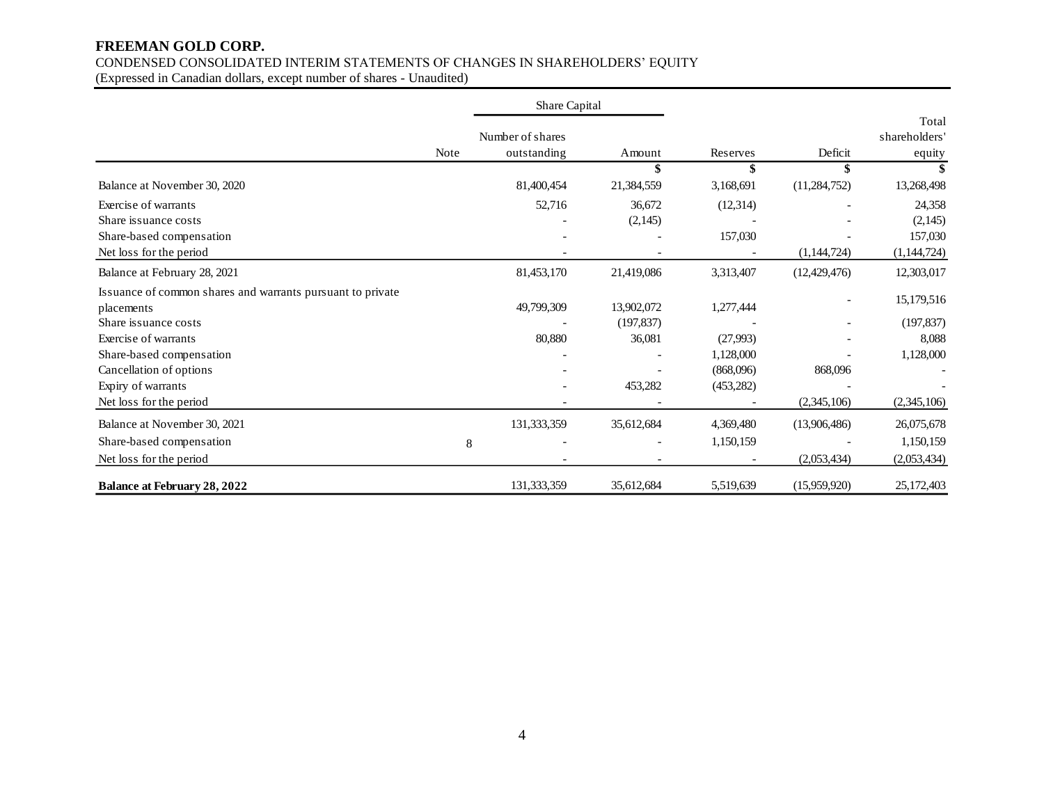**FREEMAN GOLD CORP.**
CONDENSED CONSOLIDATED INTERIM STATEMENTS OF CHANGES IN SHAREHOLDERS' EQUITY
(Expressed in Canadian dollars, except number of shares - Unaudited)

| | | Share Capital | | | | |
|---|---|---|---|---|---|---|
| | Note | Number of shares outstanding | Amount | Reserves | Deficit | Total shareholders' equity |
| | | | $ | $ | $ | $ |
| Balance at November 30, 2020 | | 81,400,454 | 21,384,559 | 3,168,691 | (11,284,752) | 13,268,498 |
| Exercise of warrants | | 52,716 | 36,672 | (12,314) | - | 24,358 |
| Share issuance costs | | - | (2,145) | - | - | (2,145) |
| Share-based compensation | | - | - | 157,030 | - | 157,030 |
| Net loss for the period | | - | - | - | (1,144,724) | (1,144,724) |
| Balance at February 28, 2021 | | 81,453,170 | 21,419,086 | 3,313,407 | (12,429,476) | 12,303,017 |
| Issuance of common shares and warrants pursuant to private placements | | 49,799,309 | 13,902,072 | 1,277,444 | - | 15,179,516 |
| Share issuance costs | | - | (197,837) | - | - | (197,837) |
| Exercise of warrants | | 80,880 | 36,081 | (27,993) | - | 8,088 |
| Share-based compensation | | - | - | 1,128,000 | - | 1,128,000 |
| Cancellation of options | | - | - | (868,096) | 868,096 | - |
| Expiry of warrants | | - | 453,282 | (453,282) | - | - |
| Net loss for the period | | - | - | - | (2,345,106) | (2,345,106) |
| Balance at November 30, 2021 | | 131,333,359 | 35,612,684 | 4,369,480 | (13,906,486) | 26,075,678 |
| Share-based compensation | 8 | - | - | 1,150,159 | - | 1,150,159 |
| Net loss for the period | | - | - | - | (2,053,434) | (2,053,434) |
| **Balance at February 28, 2022** | | 131,333,359 | 35,612,684 | 5,519,639 | (15,959,920) | 25,172,403 |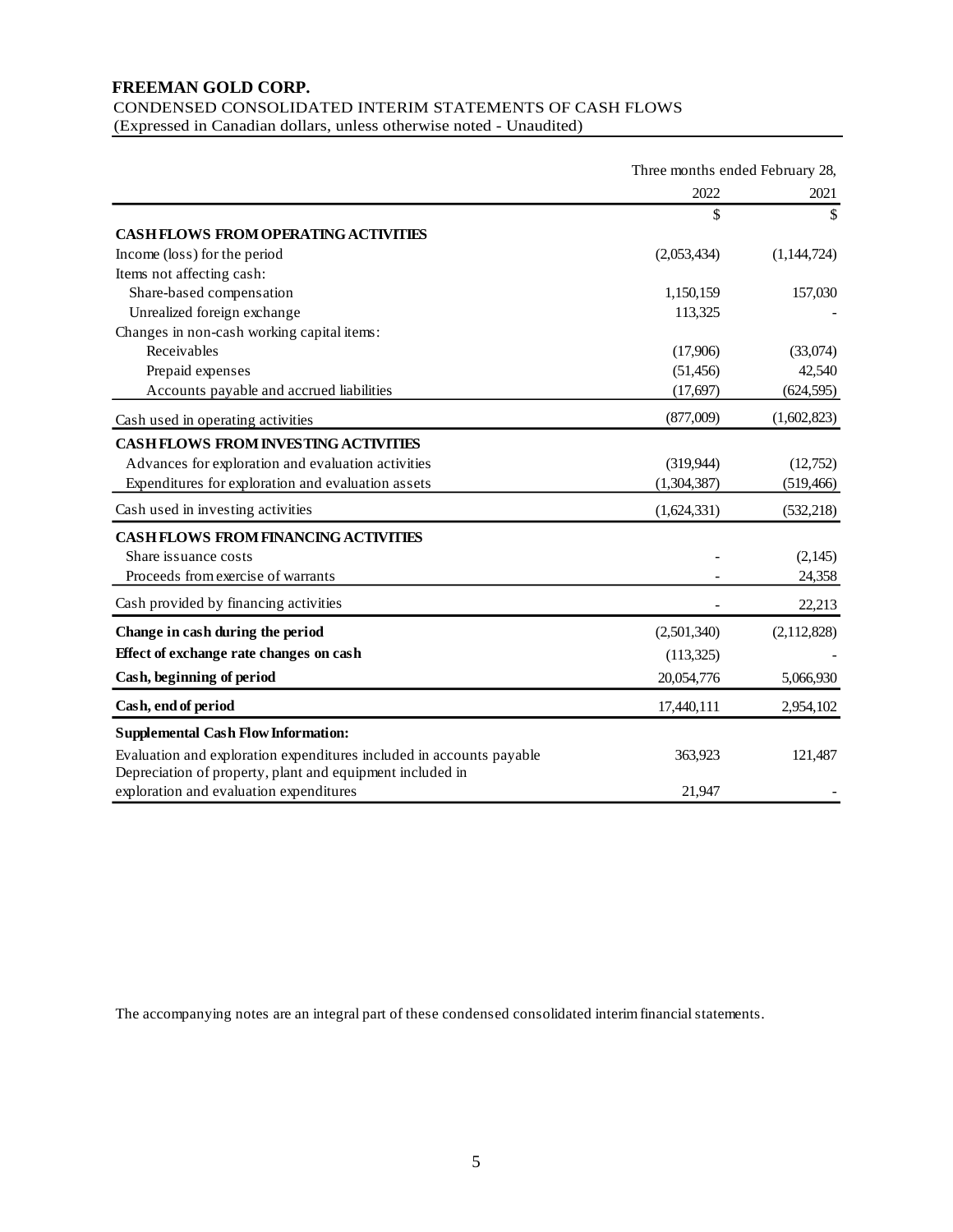**FREEMAN GOLD CORP.**

CONDENSED CONSOLIDATED INTERIM STATEMENTS OF CASH FLOWS

(Expressed in Canadian dollars, unless otherwise noted - Unaudited)

| | Three months ended February 28, | |
|---|---|---|
| | 2022 | 2021 |
| | $ | $ |
| **CASH FLOWS FROM OPERATING ACTIVITIES** | | |
| Income (loss) for the period | (2,053,434) | (1,144,724) |
| Items not affecting cash: | | |
| Share-based compensation | 1,150,159 | 157,030 |
| Unrealized foreign exchange | 113,325 | - |
| Changes in non-cash working capital items: | | |
| Receivables | (17,906) | (33,074) |
| Prepaid expenses | (51,456) | 42,540 |
| Accounts payable and accrued liabilities | (17,697) | (624,595) |
| Cash used in operating activities | (877,009) | (1,602,823) |
| **CASH FLOWS FROM INVESTING ACTIVITIES** | | |
| Advances for exploration and evaluation activities | (319,944) | (12,752) |
| Expenditures for exploration and evaluation assets | (1,304,387) | (519,466) |
| Cash used in investing activities | (1,624,331) | (532,218) |
| **CASH FLOWS FROM FINANCING ACTIVITIES** | | |
| Share issuance costs | - | (2,145) |
| Proceeds from exercise of warrants | - | 24,358 |
| Cash provided by financing activities | - | 22,213 |
| **Change in cash during the period** | (2,501,340) | (2,112,828) |
| **Effect of exchange rate changes on cash** | (113,325) | - |
| **Cash, beginning of period** | 20,054,776 | 5,066,930 |
| **Cash, end of period** | 17,440,111 | 2,954,102 |
| **Supplemental Cash Flow Information:** | | |
| Evaluation and exploration expenditures included in accounts payable | 363,923 | 121,487 |
| Depreciation of property, plant and equipment included in exploration and evaluation expenditures | 21,947 | - |

The accompanying notes are an integral part of these condensed consolidated interim financial statements.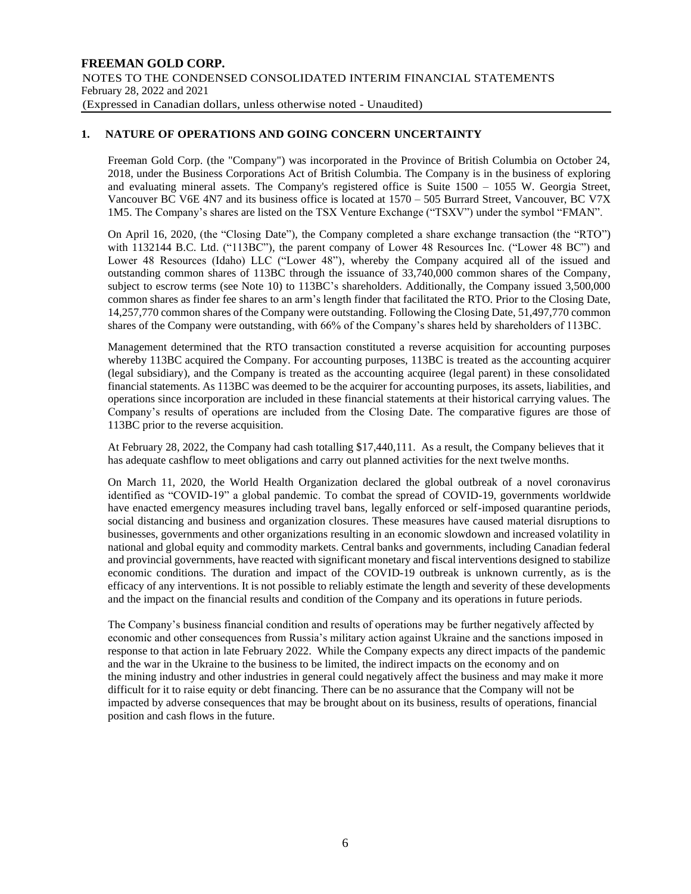## 1. NATURE OF OPERATIONS AND GOING CONCERN UNCERTAINTY

Freeman Gold Corp. (the "Company") was incorporated in the Province of British Columbia on October 24, 2018, under the Business Corporations Act of British Columbia. The Company is in the business of exploring and evaluating mineral assets. The Company's registered office is Suite 1500 – 1055 W. Georgia Street, Vancouver BC V6E 4N7 and its business office is located at 1570 – 505 Burrard Street, Vancouver, BC V7X 1M5. The Company's shares are listed on the TSX Venture Exchange ("TSXV") under the symbol "FMAN".

On April 16, 2020, (the "Closing Date"), the Company completed a share exchange transaction (the "RTO") with 1132144 B.C. Ltd. ("113BC"), the parent company of Lower 48 Resources Inc. ("Lower 48 BC") and Lower 48 Resources (Idaho) LLC ("Lower 48"), whereby the Company acquired all of the issued and outstanding common shares of 113BC through the issuance of 33,740,000 common shares of the Company, subject to escrow terms (see Note 10) to 113BC's shareholders. Additionally, the Company issued 3,500,000 common shares as finder fee shares to an arm's length finder that facilitated the RTO. Prior to the Closing Date, 14,257,770 common shares of the Company were outstanding. Following the Closing Date, 51,497,770 common shares of the Company were outstanding, with 66% of the Company's shares held by shareholders of 113BC.

Management determined that the RTO transaction constituted a reverse acquisition for accounting purposes whereby 113BC acquired the Company. For accounting purposes, 113BC is treated as the accounting acquirer (legal subsidiary), and the Company is treated as the accounting acquiree (legal parent) in these consolidated financial statements. As 113BC was deemed to be the acquirer for accounting purposes, its assets, liabilities, and operations since incorporation are included in these financial statements at their historical carrying values. The Company's results of operations are included from the Closing Date. The comparative figures are those of 113BC prior to the reverse acquisition.

At February 28, 2022, the Company had cash totalling $17,440,111. As a result, the Company believes that it has adequate cashflow to meet obligations and carry out planned activities for the next twelve months.

On March 11, 2020, the World Health Organization declared the global outbreak of a novel coronavirus identified as "COVID-19" a global pandemic. To combat the spread of COVID-19, governments worldwide have enacted emergency measures including travel bans, legally enforced or self-imposed quarantine periods, social distancing and business and organization closures. These measures have caused material disruptions to businesses, governments and other organizations resulting in an economic slowdown and increased volatility in national and global equity and commodity markets. Central banks and governments, including Canadian federal and provincial governments, have reacted with significant monetary and fiscal interventions designed to stabilize economic conditions. The duration and impact of the COVID-19 outbreak is unknown currently, as is the efficacy of any interventions. It is not possible to reliably estimate the length and severity of these developments and the impact on the financial results and condition of the Company and its operations in future periods.

The Company's business financial condition and results of operations may be further negatively affected by economic and other consequences from Russia's military action against Ukraine and the sanctions imposed in response to that action in late February 2022. While the Company expects any direct impacts of the pandemic and the war in the Ukraine to the business to be limited, the indirect impacts on the economy and on the mining industry and other industries in general could negatively affect the business and may make it more difficult for it to raise equity or debt financing. There can be no assurance that the Company will not be impacted by adverse consequences that may be brought about on its business, results of operations, financial position and cash flows in the future.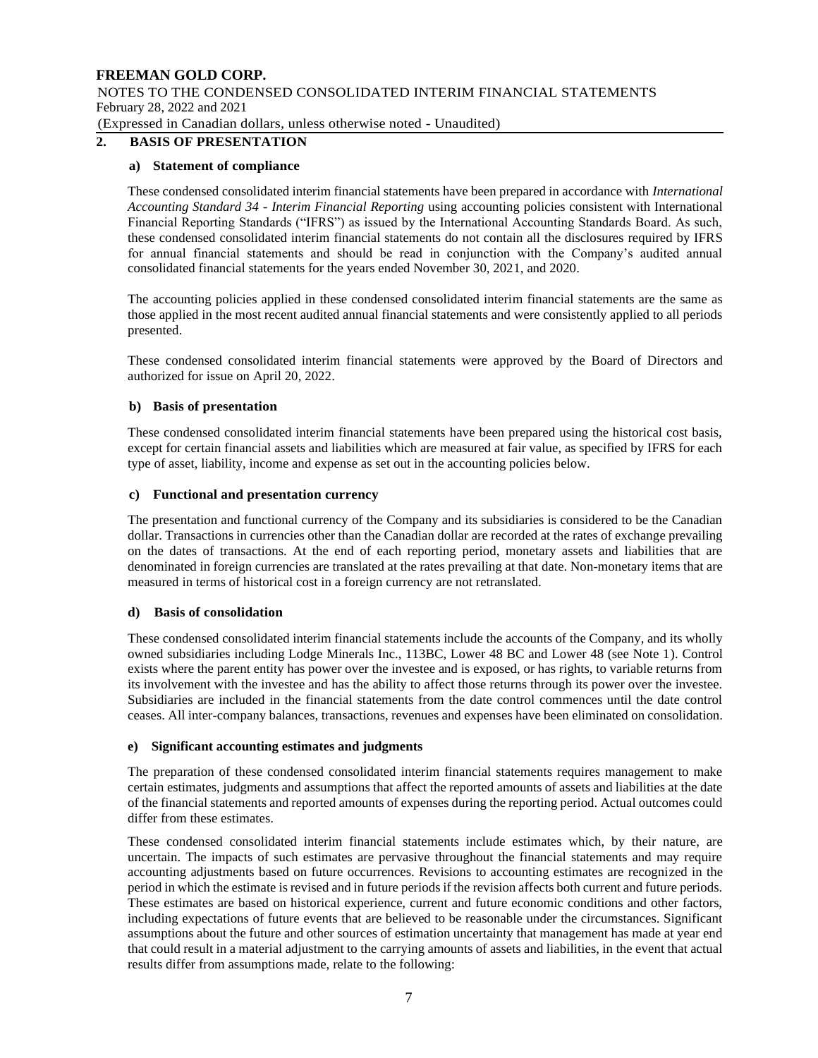## 2. BASIS OF PRESENTATION

### a) Statement of compliance

These condensed consolidated interim financial statements have been prepared in accordance with *International Accounting Standard 34 - Interim Financial Reporting* using accounting policies consistent with International Financial Reporting Standards ("IFRS") as issued by the International Accounting Standards Board. As such, these condensed consolidated interim financial statements do not contain all the disclosures required by IFRS for annual financial statements and should be read in conjunction with the Company's audited annual consolidated financial statements for the years ended November 30, 2021, and 2020.

The accounting policies applied in these condensed consolidated interim financial statements are the same as those applied in the most recent audited annual financial statements and were consistently applied to all periods presented.

These condensed consolidated interim financial statements were approved by the Board of Directors and authorized for issue on April 20, 2022.

### b) Basis of presentation

These condensed consolidated interim financial statements have been prepared using the historical cost basis, except for certain financial assets and liabilities which are measured at fair value, as specified by IFRS for each type of asset, liability, income and expense as set out in the accounting policies below.

### c) Functional and presentation currency

The presentation and functional currency of the Company and its subsidiaries is considered to be the Canadian dollar. Transactions in currencies other than the Canadian dollar are recorded at the rates of exchange prevailing on the dates of transactions. At the end of each reporting period, monetary assets and liabilities that are denominated in foreign currencies are translated at the rates prevailing at that date. Non-monetary items that are measured in terms of historical cost in a foreign currency are not retranslated.

### d) Basis of consolidation

These condensed consolidated interim financial statements include the accounts of the Company, and its wholly owned subsidiaries including Lodge Minerals Inc., 113BC, Lower 48 BC and Lower 48 (see Note 1). Control exists where the parent entity has power over the investee and is exposed, or has rights, to variable returns from its involvement with the investee and has the ability to affect those returns through its power over the investee. Subsidiaries are included in the financial statements from the date control commences until the date control ceases. All inter-company balances, transactions, revenues and expenses have been eliminated on consolidation.

### e) Significant accounting estimates and judgments

The preparation of these condensed consolidated interim financial statements requires management to make certain estimates, judgments and assumptions that affect the reported amounts of assets and liabilities at the date of the financial statements and reported amounts of expenses during the reporting period. Actual outcomes could differ from these estimates.

These condensed consolidated interim financial statements include estimates which, by their nature, are uncertain. The impacts of such estimates are pervasive throughout the financial statements and may require accounting adjustments based on future occurrences. Revisions to accounting estimates are recognized in the period in which the estimate is revised and in future periods if the revision affects both current and future periods. These estimates are based on historical experience, current and future economic conditions and other factors, including expectations of future events that are believed to be reasonable under the circumstances. Significant assumptions about the future and other sources of estimation uncertainty that management has made at year end that could result in a material adjustment to the carrying amounts of assets and liabilities, in the event that actual results differ from assumptions made, relate to the following: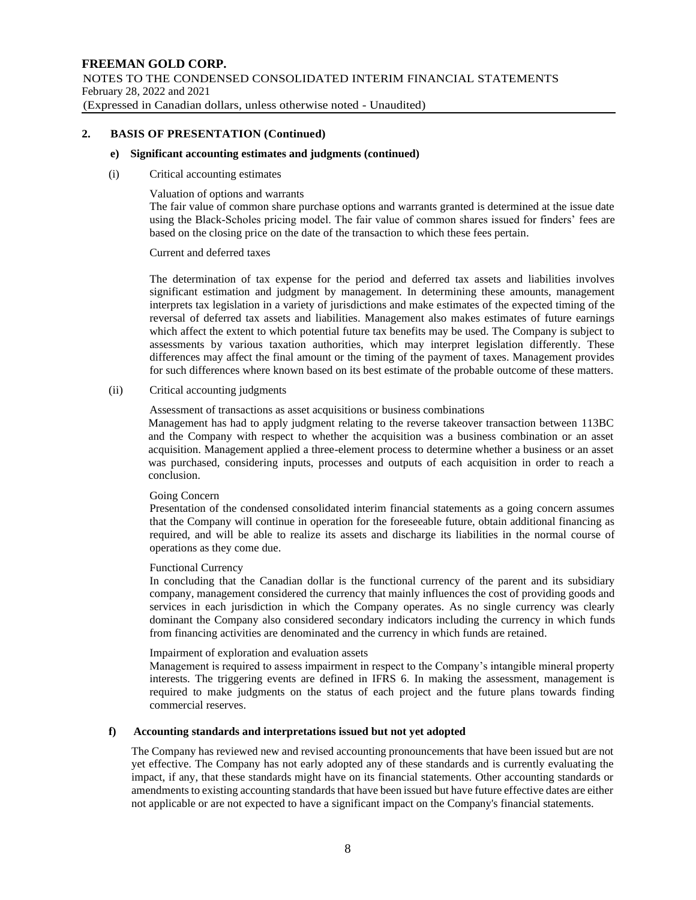## 2. BASIS OF PRESENTATION (Continued)

### e) Significant accounting estimates and judgments (continued)

(i) Critical accounting estimates

Valuation of options and warrants

The fair value of common share purchase options and warrants granted is determined at the issue date using the Black-Scholes pricing model. The fair value of common shares issued for finders' fees are based on the closing price on the date of the transaction to which these fees pertain.

Current and deferred taxes

The determination of tax expense for the period and deferred tax assets and liabilities involves significant estimation and judgment by management. In determining these amounts, management interprets tax legislation in a variety of jurisdictions and make estimates of the expected timing of the reversal of deferred tax assets and liabilities. Management also makes estimates of future earnings which affect the extent to which potential future tax benefits may be used. The Company is subject to assessments by various taxation authorities, which may interpret legislation differently. These differences may affect the final amount or the timing of the payment of taxes. Management provides for such differences where known based on its best estimate of the probable outcome of these matters.

(ii) Critical accounting judgments

Assessment of transactions as asset acquisitions or business combinations

Management has had to apply judgment relating to the reverse takeover transaction between 113BC and the Company with respect to whether the acquisition was a business combination or an asset acquisition. Management applied a three-element process to determine whether a business or an asset was purchased, considering inputs, processes and outputs of each acquisition in order to reach a conclusion.

Going Concern

Presentation of the condensed consolidated interim financial statements as a going concern assumes that the Company will continue in operation for the foreseeable future, obtain additional financing as required, and will be able to realize its assets and discharge its liabilities in the normal course of operations as they come due.

Functional Currency

In concluding that the Canadian dollar is the functional currency of the parent and its subsidiary company, management considered the currency that mainly influences the cost of providing goods and services in each jurisdiction in which the Company operates. As no single currency was clearly dominant the Company also considered secondary indicators including the currency in which funds from financing activities are denominated and the currency in which funds are retained.

Impairment of exploration and evaluation assets

Management is required to assess impairment in respect to the Company's intangible mineral property interests. The triggering events are defined in IFRS 6. In making the assessment, management is required to make judgments on the status of each project and the future plans towards finding commercial reserves.

### f) Accounting standards and interpretations issued but not yet adopted

The Company has reviewed new and revised accounting pronouncements that have been issued but are not yet effective. The Company has not early adopted any of these standards and is currently evaluating the impact, if any, that these standards might have on its financial statements. Other accounting standards or amendments to existing accounting standards that have been issued but have future effective dates are either not applicable or are not expected to have a significant impact on the Company's financial statements.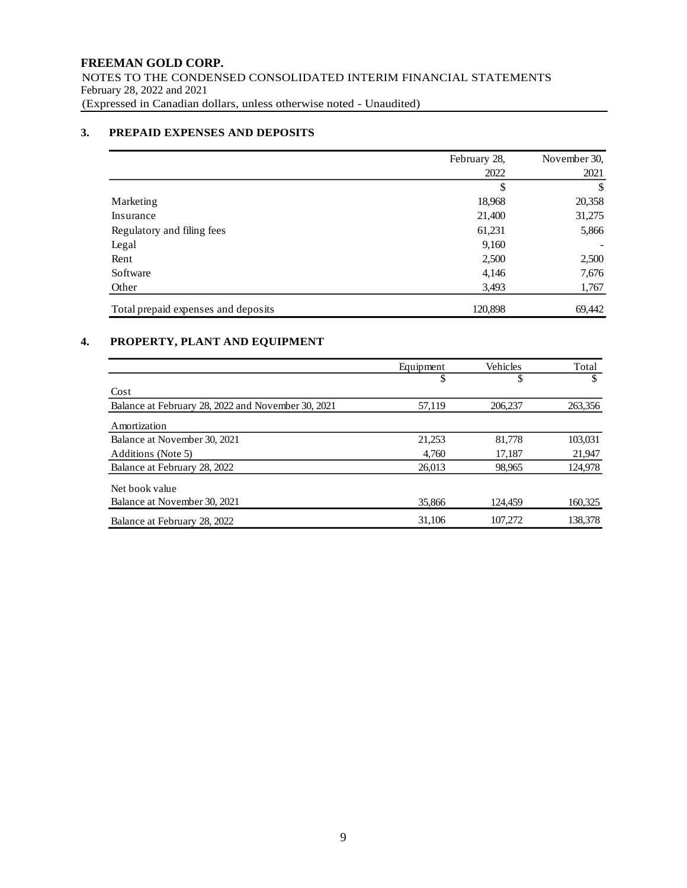**FREEMAN GOLD CORP.**
NOTES TO THE CONDENSED CONSOLIDATED INTERIM FINANCIAL STATEMENTS
February 28, 2022 and 2021
(Expressed in Canadian dollars, unless otherwise noted - Unaudited)

## 3. PREPAID EXPENSES AND DEPOSITS

| | February 28, 2022 | November 30, 2021 |
|---|---|---|
| | $ | $ |
| Marketing | 18,968 | 20,358 |
| Insurance | 21,400 | 31,275 |
| Regulatory and filing fees | 61,231 | 5,866 |
| Legal | 9,160 | - |
| Rent | 2,500 | 2,500 |
| Software | 4,146 | 7,676 |
| Other | 3,493 | 1,767 |
| Total prepaid expenses and deposits | 120,898 | 69,442 |

## 4. PROPERTY, PLANT AND EQUIPMENT

| | Equipment | Vehicles | Total |
|---|---|---|---|
| | $ | $ | $ |
| Cost | | | |
| Balance at February 28, 2022 and November 30, 2021 | 57,119 | 206,237 | 263,356 |
| Amortization | | | |
| Balance at November 30, 2021 | 21,253 | 81,778 | 103,031 |
| Additions (Note 5) | 4,760 | 17,187 | 21,947 |
| Balance at February 28, 2022 | 26,013 | 98,965 | 124,978 |
| Net book value | | | |
| Balance at November 30, 2021 | 35,866 | 124,459 | 160,325 |
| Balance at February 28, 2022 | 31,106 | 107,272 | 138,378 |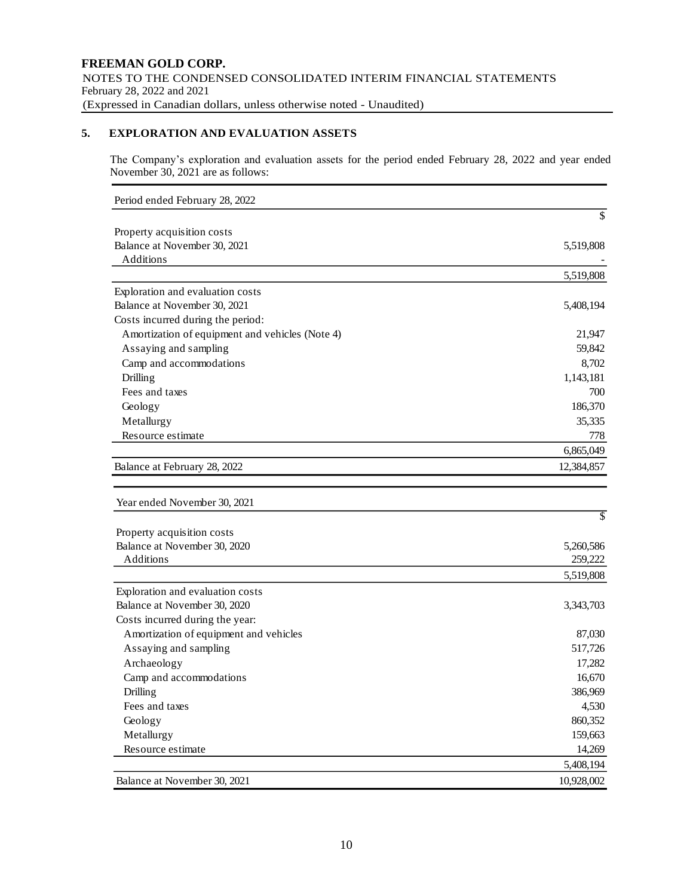**FREEMAN GOLD CORP.**
NOTES TO THE CONDENSED CONSOLIDATED INTERIM FINANCIAL STATEMENTS
February 28, 2022 and 2021
(Expressed in Canadian dollars, unless otherwise noted - Unaudited)

## 5. EXPLORATION AND EVALUATION ASSETS

The Company's exploration and evaluation assets for the period ended February 28, 2022 and year ended November 30, 2021 are as follows:

| Period ended February 28, 2022 | |
|---|---|
| | $ |
| Property acquisition costs | |
| Balance at November 30, 2021 | 5,519,808 |
| Additions | - |
| | 5,519,808 |
| Exploration and evaluation costs | |
| Balance at November 30, 2021 | 5,408,194 |
| Costs incurred during the period: | |
| Amortization of equipment and vehicles (Note 4) | 21,947 |
| Assaying and sampling | 59,842 |
| Camp and accommodations | 8,702 |
| Drilling | 1,143,181 |
| Fees and taxes | 700 |
| Geology | 186,370 |
| Metallurgy | 35,335 |
| Resource estimate | 778 |
| | 6,865,049 |
| Balance at February 28, 2022 | 12,384,857 |

| Year ended November 30, 2021 | |
|---|---|
| | $ |
| Property acquisition costs | |
| Balance at November 30, 2020 | 5,260,586 |
| Additions | 259,222 |
| | 5,519,808 |
| Exploration and evaluation costs | |
| Balance at November 30, 2020 | 3,343,703 |
| Costs incurred during the year: | |
| Amortization of equipment and vehicles | 87,030 |
| Assaying and sampling | 517,726 |
| Archaeology | 17,282 |
| Camp and accommodations | 16,670 |
| Drilling | 386,969 |
| Fees and taxes | 4,530 |
| Geology | 860,352 |
| Metallurgy | 159,663 |
| Resource estimate | 14,269 |
| | 5,408,194 |
| Balance at November 30, 2021 | 10,928,002 |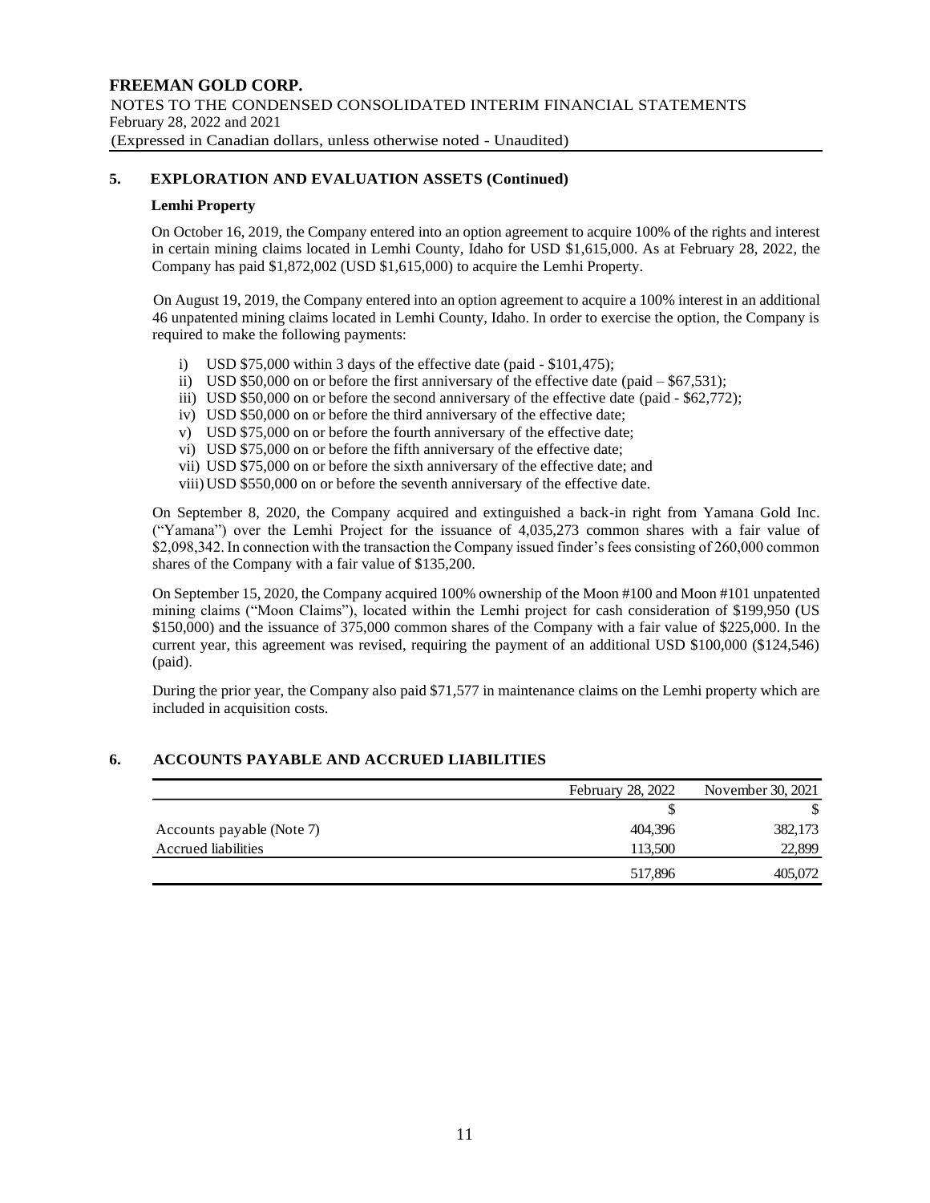## 5. EXPLORATION AND EVALUATION ASSETS (Continued)

### Lemhi Property

On October 16, 2019, the Company entered into an option agreement to acquire 100% of the rights and interest in certain mining claims located in Lemhi County, Idaho for USD $1,615,000. As at February 28, 2022, the Company has paid $1,872,002 (USD $1,615,000) to acquire the Lemhi Property.

On August 19, 2019, the Company entered into an option agreement to acquire a 100% interest in an additional 46 unpatented mining claims located in Lemhi County, Idaho. In order to exercise the option, the Company is required to make the following payments:

i) USD $75,000 within 3 days of the effective date (paid - $101,475);
ii) USD $50,000 on or before the first anniversary of the effective date (paid – $67,531);
iii) USD $50,000 on or before the second anniversary of the effective date (paid - $62,772);
iv) USD $50,000 on or before the third anniversary of the effective date;
v) USD $75,000 on or before the fourth anniversary of the effective date;
vi) USD $75,000 on or before the fifth anniversary of the effective date;
vii) USD $75,000 on or before the sixth anniversary of the effective date; and
viii) USD $550,000 on or before the seventh anniversary of the effective date.

On September 8, 2020, the Company acquired and extinguished a back-in right from Yamana Gold Inc. ("Yamana") over the Lemhi Project for the issuance of 4,035,273 common shares with a fair value of $2,098,342. In connection with the transaction the Company issued finder's fees consisting of 260,000 common shares of the Company with a fair value of $135,200.

On September 15, 2020, the Company acquired 100% ownership of the Moon #100 and Moon #101 unpatented mining claims ("Moon Claims"), located within the Lemhi project for cash consideration of $199,950 (US $150,000) and the issuance of 375,000 common shares of the Company with a fair value of $225,000. In the current year, this agreement was revised, requiring the payment of an additional USD $100,000 ($124,546) (paid).

During the prior year, the Company also paid $71,577 in maintenance claims on the Lemhi property which are included in acquisition costs.

## 6. ACCOUNTS PAYABLE AND ACCRUED LIABILITIES

| | February 28, 2022 | November 30, 2021 |
|---|---|---|
| | $ | $ |
| Accounts payable (Note 7) | 404,396 | 382,173 |
| Accrued liabilities | 113,500 | 22,899 |
| | 517,896 | 405,072 |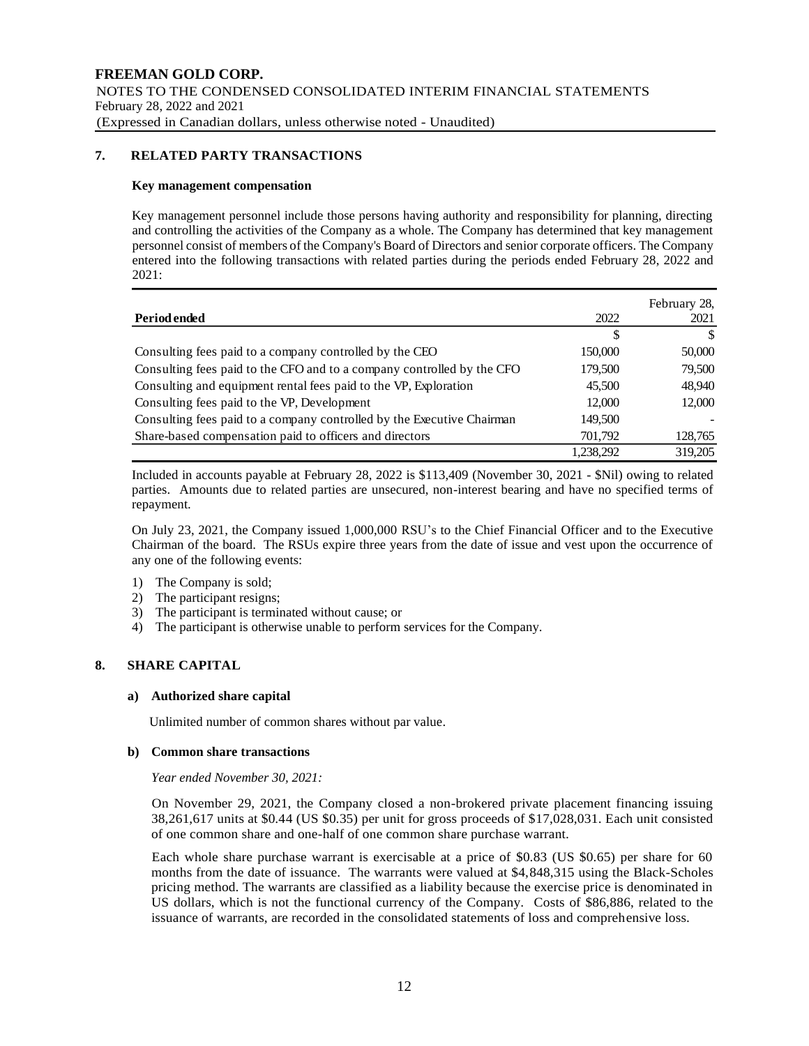## 7. RELATED PARTY TRANSACTIONS

### Key management compensation

Key management personnel include those persons having authority and responsibility for planning, directing and controlling the activities of the Company as a whole. The Company has determined that key management personnel consist of members of the Company's Board of Directors and senior corporate officers. The Company entered into the following transactions with related parties during the periods ended February 28, 2022 and 2021:

| Period ended | 2022 | February 28, 2021 |
|---|---|---|
| | $ | $ |
| Consulting fees paid to a company controlled by the CEO | 150,000 | 50,000 |
| Consulting fees paid to the CFO and to a company controlled by the CFO | 179,500 | 79,500 |
| Consulting and equipment rental fees paid to the VP, Exploration | 45,500 | 48,940 |
| Consulting fees paid to the VP, Development | 12,000 | 12,000 |
| Consulting fees paid to a company controlled by the Executive Chairman | 149,500 | - |
| Share-based compensation paid to officers and directors | 701,792 | 128,765 |
| | 1,238,292 | 319,205 |

Included in accounts payable at February 28, 2022 is $113,409 (November 30, 2021 - $Nil) owing to related parties. Amounts due to related parties are unsecured, non-interest bearing and have no specified terms of repayment.

On July 23, 2021, the Company issued 1,000,000 RSU's to the Chief Financial Officer and to the Executive Chairman of the board. The RSUs expire three years from the date of issue and vest upon the occurrence of any one of the following events:

1) The Company is sold;
2) The participant resigns;
3) The participant is terminated without cause; or
4) The participant is otherwise unable to perform services for the Company.

## 8. SHARE CAPITAL

### a) Authorized share capital

Unlimited number of common shares without par value.

### b) Common share transactions

*Year ended November 30, 2021:*

On November 29, 2021, the Company closed a non-brokered private placement financing issuing 38,261,617 units at $0.44 (US $0.35) per unit for gross proceeds of $17,028,031. Each unit consisted of one common share and one-half of one common share purchase warrant.

Each whole share purchase warrant is exercisable at a price of $0.83 (US $0.65) per share for 60 months from the date of issuance. The warrants were valued at $4,848,315 using the Black-Scholes pricing method. The warrants are classified as a liability because the exercise price is denominated in US dollars, which is not the functional currency of the Company. Costs of $86,886, related to the issuance of warrants, are recorded in the consolidated statements of loss and comprehensive loss.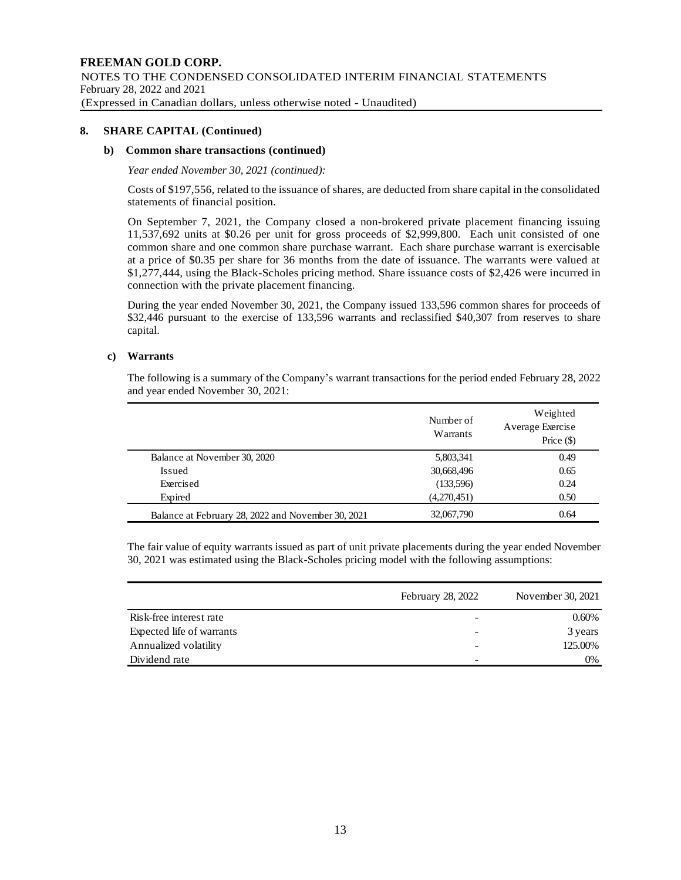# FREEMAN GOLD CORP.

NOTES TO THE CONDENSED CONSOLIDATED INTERIM FINANCIAL STATEMENTS
February 28, 2022 and 2021
(Expressed in Canadian dollars, unless otherwise noted - Unaudited)

## 8. SHARE CAPITAL (Continued)

### b) Common share transactions (continued)

*Year ended November 30, 2021 (continued):*

Costs of $197,556, related to the issuance of shares, are deducted from share capital in the consolidated statements of financial position.

On September 7, 2021, the Company closed a non-brokered private placement financing issuing 11,537,692 units at $0.26 per unit for gross proceeds of $2,999,800. Each unit consisted of one common share and one common share purchase warrant. Each share purchase warrant is exercisable at a price of $0.35 per share for 36 months from the date of issuance. The warrants were valued at $1,277,444, using the Black-Scholes pricing method. Share issuance costs of $2,426 were incurred in connection with the private placement financing.

During the year ended November 30, 2021, the Company issued 133,596 common shares for proceeds of $32,446 pursuant to the exercise of 133,596 warrants and reclassified $40,307 from reserves to share capital.

### c) Warrants

The following is a summary of the Company's warrant transactions for the period ended February 28, 2022 and year ended November 30, 2021:

| | Number of Warrants | Weighted Average Exercise Price ($) |
|---|---|---|
| Balance at November 30, 2020 | 5,803,341 | 0.49 |
| Issued | 30,668,496 | 0.65 |
| Exercised | (133,596) | 0.24 |
| Expired | (4,270,451) | 0.50 |
| Balance at February 28, 2022 and November 30, 2021 | 32,067,790 | 0.64 |

The fair value of equity warrants issued as part of unit private placements during the year ended November 30, 2021 was estimated using the Black-Scholes pricing model with the following assumptions:

| | February 28, 2022 | November 30, 2021 |
|---|---|---|
| Risk-free interest rate | - | 0.60% |
| Expected life of warrants | - | 3 years |
| Annualized volatility | - | 125.00% |
| Dividend rate | - | 0% |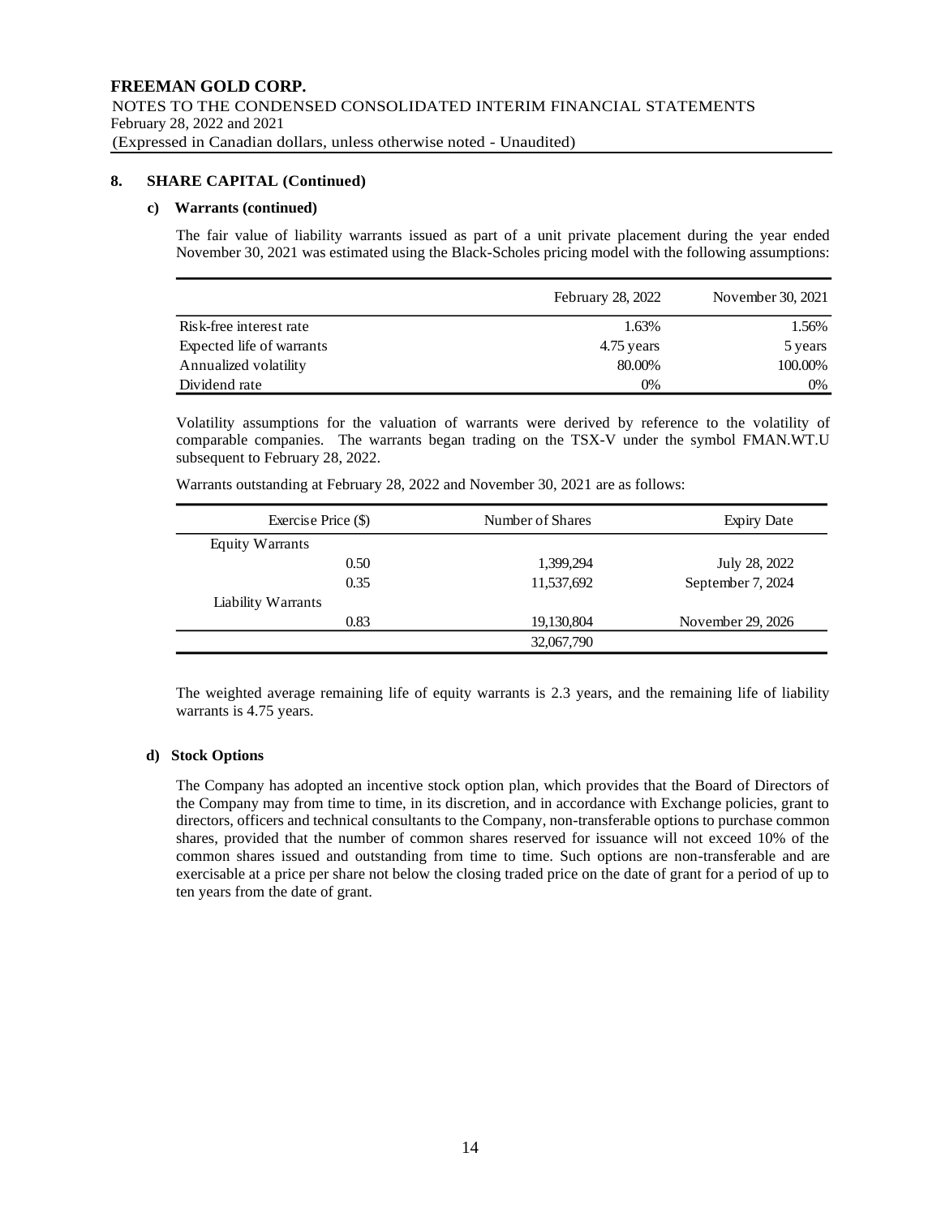**FREEMAN GOLD CORP.**
NOTES TO THE CONDENSED CONSOLIDATED INTERIM FINANCIAL STATEMENTS
February 28, 2022 and 2021
(Expressed in Canadian dollars, unless otherwise noted - Unaudited)

## 8. SHARE CAPITAL (Continued)

### c) Warrants (continued)

The fair value of liability warrants issued as part of a unit private placement during the year ended November 30, 2021 was estimated using the Black-Scholes pricing model with the following assumptions:

| | February 28, 2022 | November 30, 2021 |
|---|---|---|
| Risk-free interest rate | 1.63% | 1.56% |
| Expected life of warrants | 4.75 years | 5 years |
| Annualized volatility | 80.00% | 100.00% |
| Dividend rate | 0% | 0% |

Volatility assumptions for the valuation of warrants were derived by reference to the volatility of comparable companies. The warrants began trading on the TSX-V under the symbol FMAN.WT.U subsequent to February 28, 2022.

Warrants outstanding at February 28, 2022 and November 30, 2021 are as follows:

| Exercise Price ($) | Number of Shares | Expiry Date |
|---|---|---|
| Equity Warrants | | |
| 0.50 | 1,399,294 | July 28, 2022 |
| 0.35 | 11,537,692 | September 7, 2024 |
| Liability Warrants | | |
| 0.83 | 19,130,804 | November 29, 2026 |
| | 32,067,790 | |

The weighted average remaining life of equity warrants is 2.3 years, and the remaining life of liability warrants is 4.75 years.

### d) Stock Options

The Company has adopted an incentive stock option plan, which provides that the Board of Directors of the Company may from time to time, in its discretion, and in accordance with Exchange policies, grant to directors, officers and technical consultants to the Company, non-transferable options to purchase common shares, provided that the number of common shares reserved for issuance will not exceed 10% of the common shares issued and outstanding from time to time. Such options are non-transferable and are exercisable at a price per share not below the closing traded price on the date of grant for a period of up to ten years from the date of grant.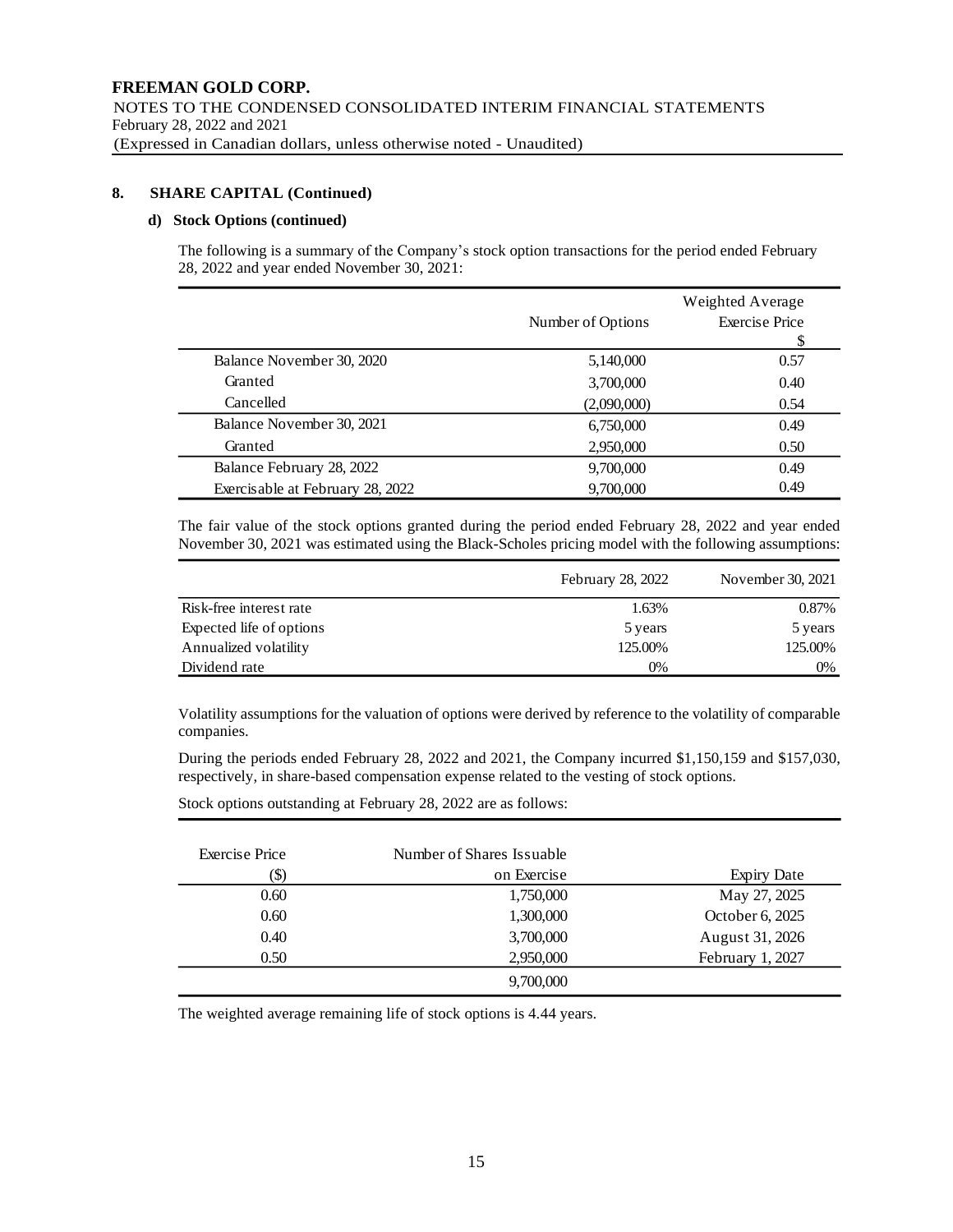**FREEMAN GOLD CORP.**
NOTES TO THE CONDENSED CONSOLIDATED INTERIM FINANCIAL STATEMENTS
February 28, 2022 and 2021
(Expressed in Canadian dollars, unless otherwise noted - Unaudited)

## 8. SHARE CAPITAL (Continued)

### d) Stock Options (continued)

The following is a summary of the Company's stock option transactions for the period ended February 28, 2022 and year ended November 30, 2021:

| | Number of Options | Weighted Average Exercise Price $ |
|---|---|---|
| Balance November 30, 2020 | 5,140,000 | 0.57 |
| Granted | 3,700,000 | 0.40 |
| Cancelled | (2,090,000) | 0.54 |
| Balance November 30, 2021 | 6,750,000 | 0.49 |
| Granted | 2,950,000 | 0.50 |
| Balance February 28, 2022 | 9,700,000 | 0.49 |
| Exercisable at February 28, 2022 | 9,700,000 | 0.49 |

The fair value of the stock options granted during the period ended February 28, 2022 and year ended November 30, 2021 was estimated using the Black-Scholes pricing model with the following assumptions:

| | February 28, 2022 | November 30, 2021 |
|---|---|---|
| Risk-free interest rate | 1.63% | 0.87% |
| Expected life of options | 5 years | 5 years |
| Annualized volatility | 125.00% | 125.00% |
| Dividend rate | 0% | 0% |

Volatility assumptions for the valuation of options were derived by reference to the volatility of comparable companies.

During the periods ended February 28, 2022 and 2021, the Company incurred $1,150,159 and $157,030, respectively, in share-based compensation expense related to the vesting of stock options.

Stock options outstanding at February 28, 2022 are as follows:

| Exercise Price ($) | Number of Shares Issuable on Exercise | Expiry Date |
|---|---|---|
| 0.60 | 1,750,000 | May 27, 2025 |
| 0.60 | 1,300,000 | October 6, 2025 |
| 0.40 | 3,700,000 | August 31, 2026 |
| 0.50 | 2,950,000 | February 1, 2027 |
| | 9,700,000 | |

The weighted average remaining life of stock options is 4.44 years.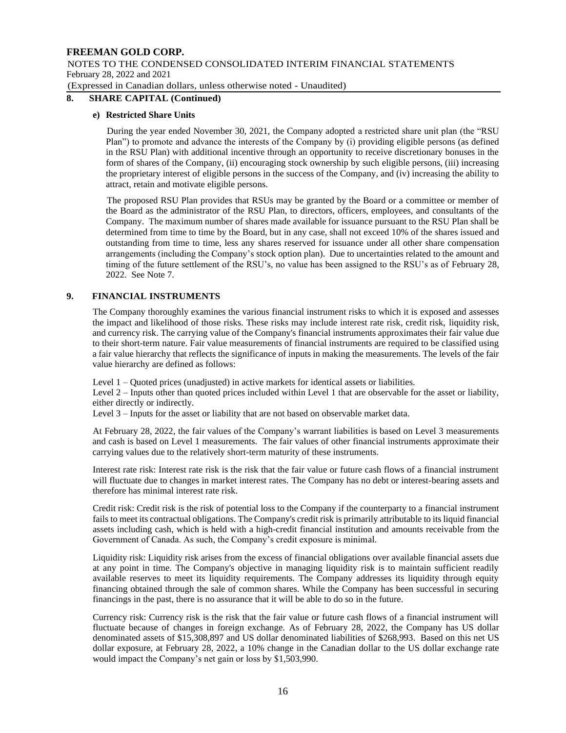## 8. SHARE CAPITAL (Continued)

### e) Restricted Share Units

During the year ended November 30, 2021, the Company adopted a restricted share unit plan (the "RSU Plan") to promote and advance the interests of the Company by (i) providing eligible persons (as defined in the RSU Plan) with additional incentive through an opportunity to receive discretionary bonuses in the form of shares of the Company, (ii) encouraging stock ownership by such eligible persons, (iii) increasing the proprietary interest of eligible persons in the success of the Company, and (iv) increasing the ability to attract, retain and motivate eligible persons.

The proposed RSU Plan provides that RSUs may be granted by the Board or a committee or member of the Board as the administrator of the RSU Plan, to directors, officers, employees, and consultants of the Company. The maximum number of shares made available for issuance pursuant to the RSU Plan shall be determined from time to time by the Board, but in any case, shall not exceed 10% of the shares issued and outstanding from time to time, less any shares reserved for issuance under all other share compensation arrangements (including the Company's stock option plan). Due to uncertainties related to the amount and timing of the future settlement of the RSU's, no value has been assigned to the RSU's as of February 28, 2022. See Note 7.

## 9. FINANCIAL INSTRUMENTS

The Company thoroughly examines the various financial instrument risks to which it is exposed and assesses the impact and likelihood of those risks. These risks may include interest rate risk, credit risk, liquidity risk, and currency risk. The carrying value of the Company's financial instruments approximates their fair value due to their short-term nature. Fair value measurements of financial instruments are required to be classified using a fair value hierarchy that reflects the significance of inputs in making the measurements. The levels of the fair value hierarchy are defined as follows:

Level 1 – Quoted prices (unadjusted) in active markets for identical assets or liabilities.
Level 2 – Inputs other than quoted prices included within Level 1 that are observable for the asset or liability, either directly or indirectly.
Level 3 – Inputs for the asset or liability that are not based on observable market data.

At February 28, 2022, the fair values of the Company's warrant liabilities is based on Level 3 measurements and cash is based on Level 1 measurements. The fair values of other financial instruments approximate their carrying values due to the relatively short-term maturity of these instruments.

Interest rate risk: Interest rate risk is the risk that the fair value or future cash flows of a financial instrument will fluctuate due to changes in market interest rates. The Company has no debt or interest-bearing assets and therefore has minimal interest rate risk.

Credit risk: Credit risk is the risk of potential loss to the Company if the counterparty to a financial instrument fails to meet its contractual obligations. The Company's credit risk is primarily attributable to its liquid financial assets including cash, which is held with a high-credit financial institution and amounts receivable from the Government of Canada. As such, the Company's credit exposure is minimal.

Liquidity risk: Liquidity risk arises from the excess of financial obligations over available financial assets due at any point in time. The Company's objective in managing liquidity risk is to maintain sufficient readily available reserves to meet its liquidity requirements. The Company addresses its liquidity through equity financing obtained through the sale of common shares. While the Company has been successful in securing financings in the past, there is no assurance that it will be able to do so in the future.

Currency risk: Currency risk is the risk that the fair value or future cash flows of a financial instrument will fluctuate because of changes in foreign exchange. As of February 28, 2022, the Company has US dollar denominated assets of $15,308,897 and US dollar denominated liabilities of $268,993. Based on this net US dollar exposure, at February 28, 2022, a 10% change in the Canadian dollar to the US dollar exchange rate would impact the Company's net gain or loss by $1,503,990.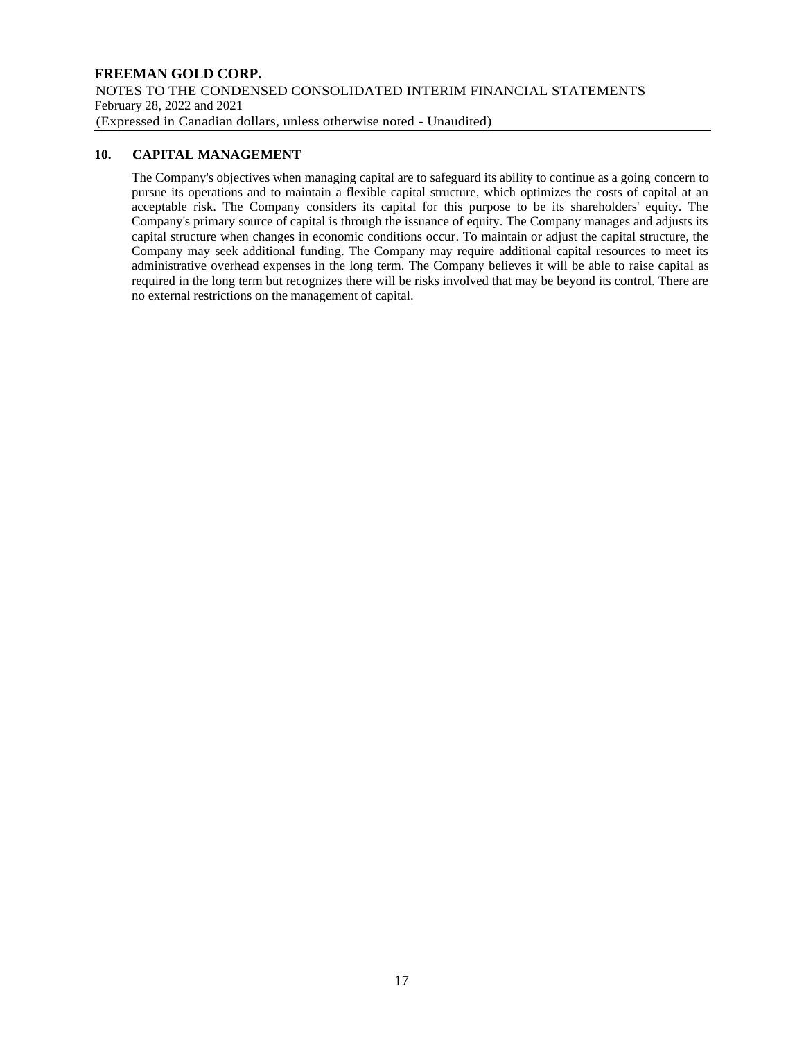## 10. CAPITAL MANAGEMENT

The Company's objectives when managing capital are to safeguard its ability to continue as a going concern to pursue its operations and to maintain a flexible capital structure, which optimizes the costs of capital at an acceptable risk. The Company considers its capital for this purpose to be its shareholders' equity. The Company's primary source of capital is through the issuance of equity. The Company manages and adjusts its capital structure when changes in economic conditions occur. To maintain or adjust the capital structure, the Company may seek additional funding. The Company may require additional capital resources to meet its administrative overhead expenses in the long term. The Company believes it will be able to raise capital as required in the long term but recognizes there will be risks involved that may be beyond its control. There are no external restrictions on the management of capital.